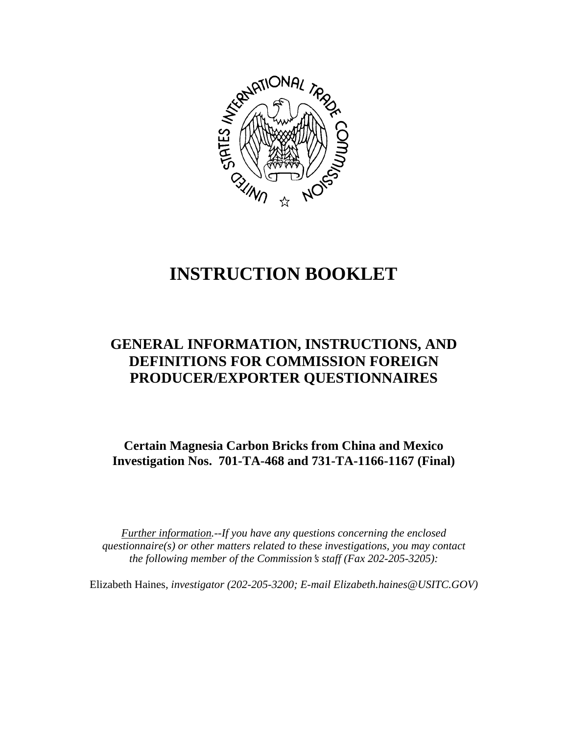# INSTRUCTION BOOKLET

## GENERAL INFORMATION, INSTRUCTIONS, AND DEFINITIONS FOR COMMISSION FOREIGN PRODUCER/EXPORTER QUESTIONNAIRES

### Certain Magnesia Carbon Bricks from China and Mexico
### Investigation Nos. 701-TA-468 and 731-TA-1166-1167 (Final)

*Further information.--If you have any questions concerning the enclosed questionnaire(s) or other matters related to these investigations, you may contact the following member of the Commission's staff (Fax 202-205-3205):*

Elizabeth Haines, *investigator (202-205-3200; E-mail Elizabeth.haines@USITC.GOV)*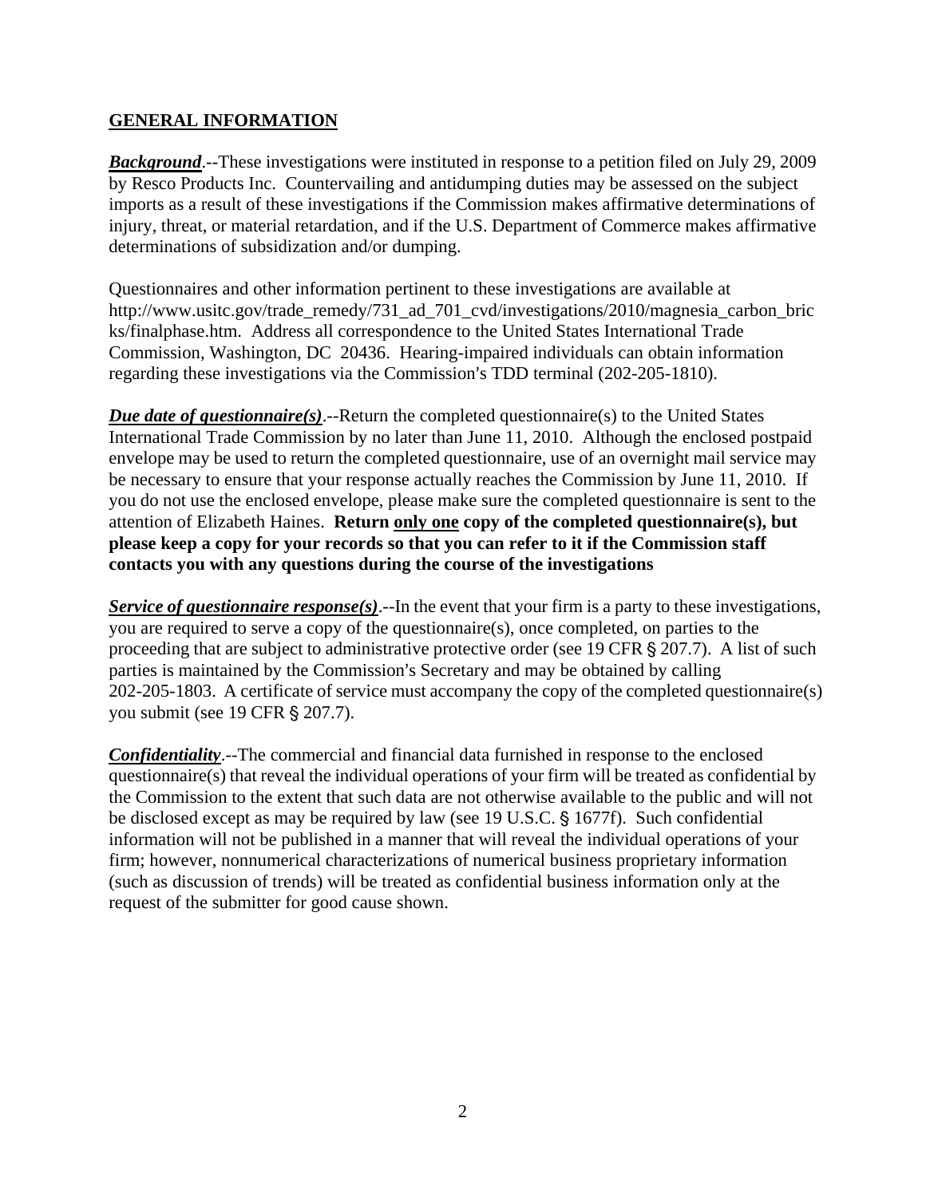## GENERAL INFORMATION

***Background***.--These investigations were instituted in response to a petition filed on July 29, 2009 by Resco Products Inc. Countervailing and antidumping duties may be assessed on the subject imports as a result of these investigations if the Commission makes affirmative determinations of injury, threat, or material retardation, and if the U.S. Department of Commerce makes affirmative determinations of subsidization and/or dumping.

Questionnaires and other information pertinent to these investigations are available at http://www.usitc.gov/trade_remedy/731_ad_701_cvd/investigations/2010/magnesia_carbon_bricks/finalphase.htm. Address all correspondence to the United States International Trade Commission, Washington, DC 20436. Hearing-impaired individuals can obtain information regarding these investigations via the Commission's TDD terminal (202-205-1810).

***Due date of questionnaire(s)***.--Return the completed questionnaire(s) to the United States International Trade Commission by no later than June 11, 2010. Although the enclosed postpaid envelope may be used to return the completed questionnaire, use of an overnight mail service may be necessary to ensure that your response actually reaches the Commission by June 11, 2010. If you do not use the enclosed envelope, please make sure the completed questionnaire is sent to the attention of Elizabeth Haines. **Return only one copy of the completed questionnaire(s), but please keep a copy for your records so that you can refer to it if the Commission staff contacts you with any questions during the course of the investigations**

***Service of questionnaire response(s)***.--In the event that your firm is a party to these investigations, you are required to serve a copy of the questionnaire(s), once completed, on parties to the proceeding that are subject to administrative protective order (see 19 CFR § 207.7). A list of such parties is maintained by the Commission's Secretary and may be obtained by calling 202-205-1803. A certificate of service must accompany the copy of the completed questionnaire(s) you submit (see 19 CFR § 207.7).

***Confidentiality***.--The commercial and financial data furnished in response to the enclosed questionnaire(s) that reveal the individual operations of your firm will be treated as confidential by the Commission to the extent that such data are not otherwise available to the public and will not be disclosed except as may be required by law (see 19 U.S.C. § 1677f). Such confidential information will not be published in a manner that will reveal the individual operations of your firm; however, nonnumerical characterizations of numerical business proprietary information (such as discussion of trends) will be treated as confidential business information only at the request of the submitter for good cause shown.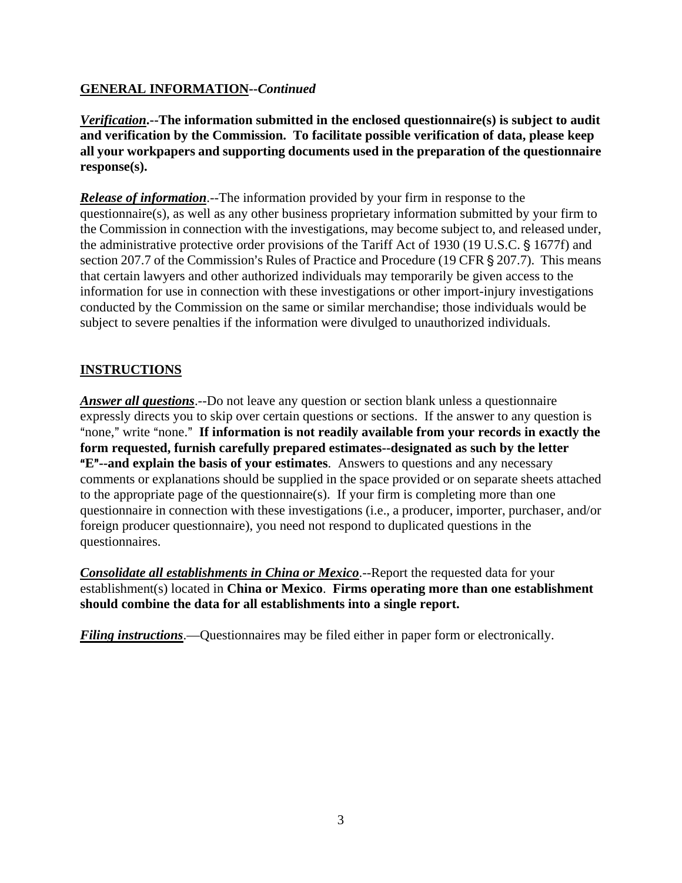## **GENERAL INFORMATION**--*Continued*

***Verification*.--The information submitted in the enclosed questionnaire(s) is subject to audit and verification by the Commission. To facilitate possible verification of data, please keep all your workpapers and supporting documents used in the preparation of the questionnaire response(s).**

***Release of information***.--The information provided by your firm in response to the questionnaire(s), as well as any other business proprietary information submitted by your firm to the Commission in connection with the investigations, may become subject to, and released under, the administrative protective order provisions of the Tariff Act of 1930 (19 U.S.C. § 1677f) and section 207.7 of the Commission's Rules of Practice and Procedure (19 CFR § 207.7). This means that certain lawyers and other authorized individuals may temporarily be given access to the information for use in connection with these investigations or other import-injury investigations conducted by the Commission on the same or similar merchandise; those individuals would be subject to severe penalties if the information were divulged to unauthorized individuals.

## **INSTRUCTIONS**

***Answer all questions***.--Do not leave any question or section blank unless a questionnaire expressly directs you to skip over certain questions or sections. If the answer to any question is "none," write "none." **If information is not readily available from your records in exactly the form requested, furnish carefully prepared estimates--designated as such by the letter "E"--and explain the basis of your estimates**. Answers to questions and any necessary comments or explanations should be supplied in the space provided or on separate sheets attached to the appropriate page of the questionnaire(s). If your firm is completing more than one questionnaire in connection with these investigations (i.e., a producer, importer, purchaser, and/or foreign producer questionnaire), you need not respond to duplicated questions in the questionnaires.

***Consolidate all establishments in China or Mexico***.--Report the requested data for your establishment(s) located in **China or Mexico**. **Firms operating more than one establishment should combine the data for all establishments into a single report.**

***Filing instructions***.—Questionnaires may be filed either in paper form or electronically.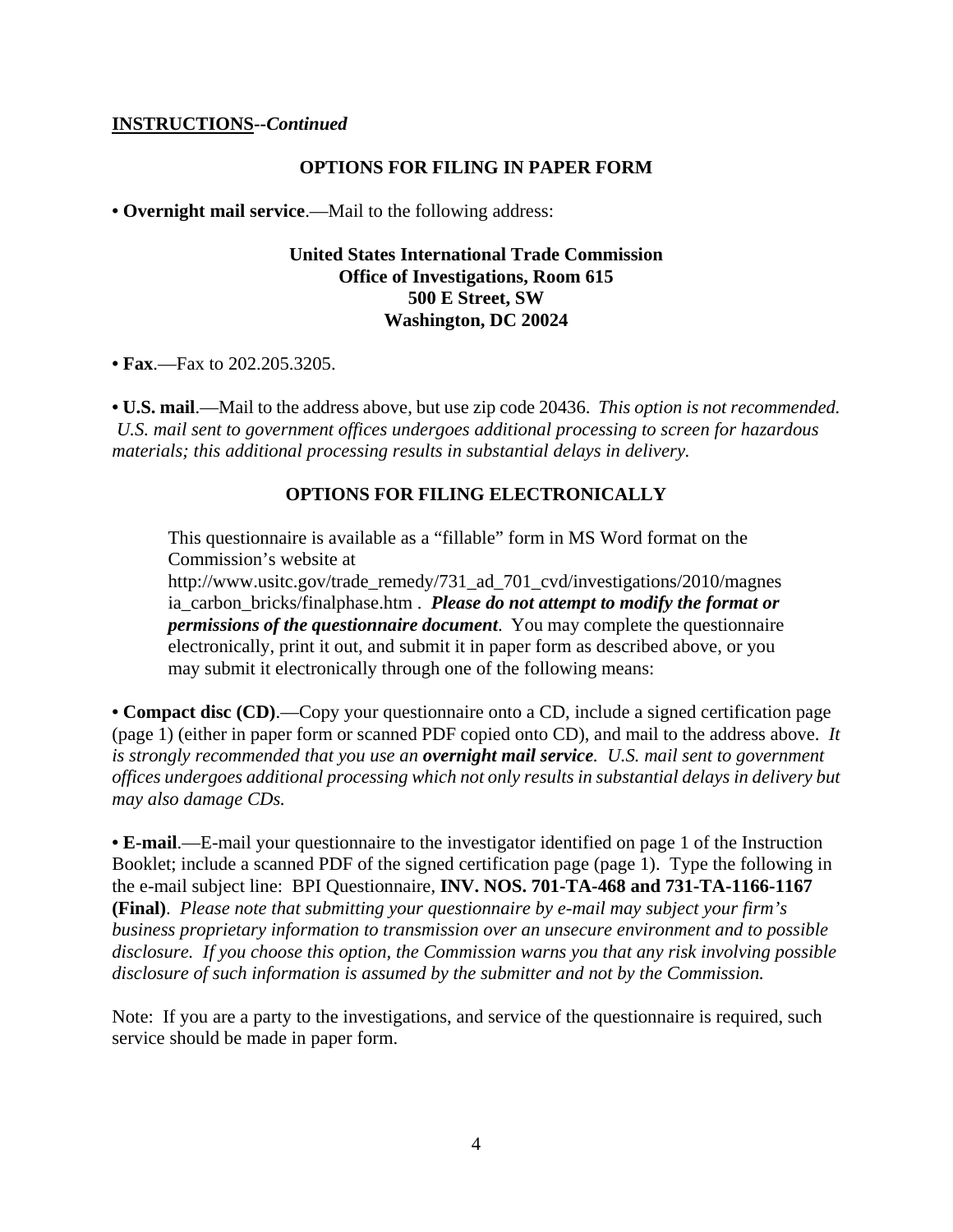**INSTRUCTIONS**--*Continued*

**OPTIONS FOR FILING IN PAPER FORM**

**• Overnight mail service**.—Mail to the following address:

**United States International Trade Commission**
**Office of Investigations, Room 615**
**500 E Street, SW**
**Washington, DC 20024**

**• Fax**.—Fax to 202.205.3205.

**• U.S. mail**.—Mail to the address above, but use zip code 20436. *This option is not recommended. U.S. mail sent to government offices undergoes additional processing to screen for hazardous materials; this additional processing results in substantial delays in delivery.*

**OPTIONS FOR FILING ELECTRONICALLY**

This questionnaire is available as a "fillable" form in MS Word format on the Commission's website at http://www.usitc.gov/trade_remedy/731_ad_701_cvd/investigations/2010/magnesia_carbon_bricks/finalphase.htm . ***Please do not attempt to modify the format or permissions of the questionnaire document***. You may complete the questionnaire electronically, print it out, and submit it in paper form as described above, or you may submit it electronically through one of the following means:

**• Compact disc (CD)**.—Copy your questionnaire onto a CD, include a signed certification page (page 1) (either in paper form or scanned PDF copied onto CD), and mail to the address above. *It is strongly recommended that you use an **overnight mail service**. U.S. mail sent to government offices undergoes additional processing which not only results in substantial delays in delivery but may also damage CDs.*

**• E-mail**.—E-mail your questionnaire to the investigator identified on page 1 of the Instruction Booklet; include a scanned PDF of the signed certification page (page 1). Type the following in the e-mail subject line: BPI Questionnaire, **INV. NOS. 701-TA-468 and 731-TA-1166-1167 (Final)**. *Please note that submitting your questionnaire by e-mail may subject your firm's business proprietary information to transmission over an unsecure environment and to possible disclosure. If you choose this option, the Commission warns you that any risk involving possible disclosure of such information is assumed by the submitter and not by the Commission.*

Note: If you are a party to the investigations, and service of the questionnaire is required, such service should be made in paper form.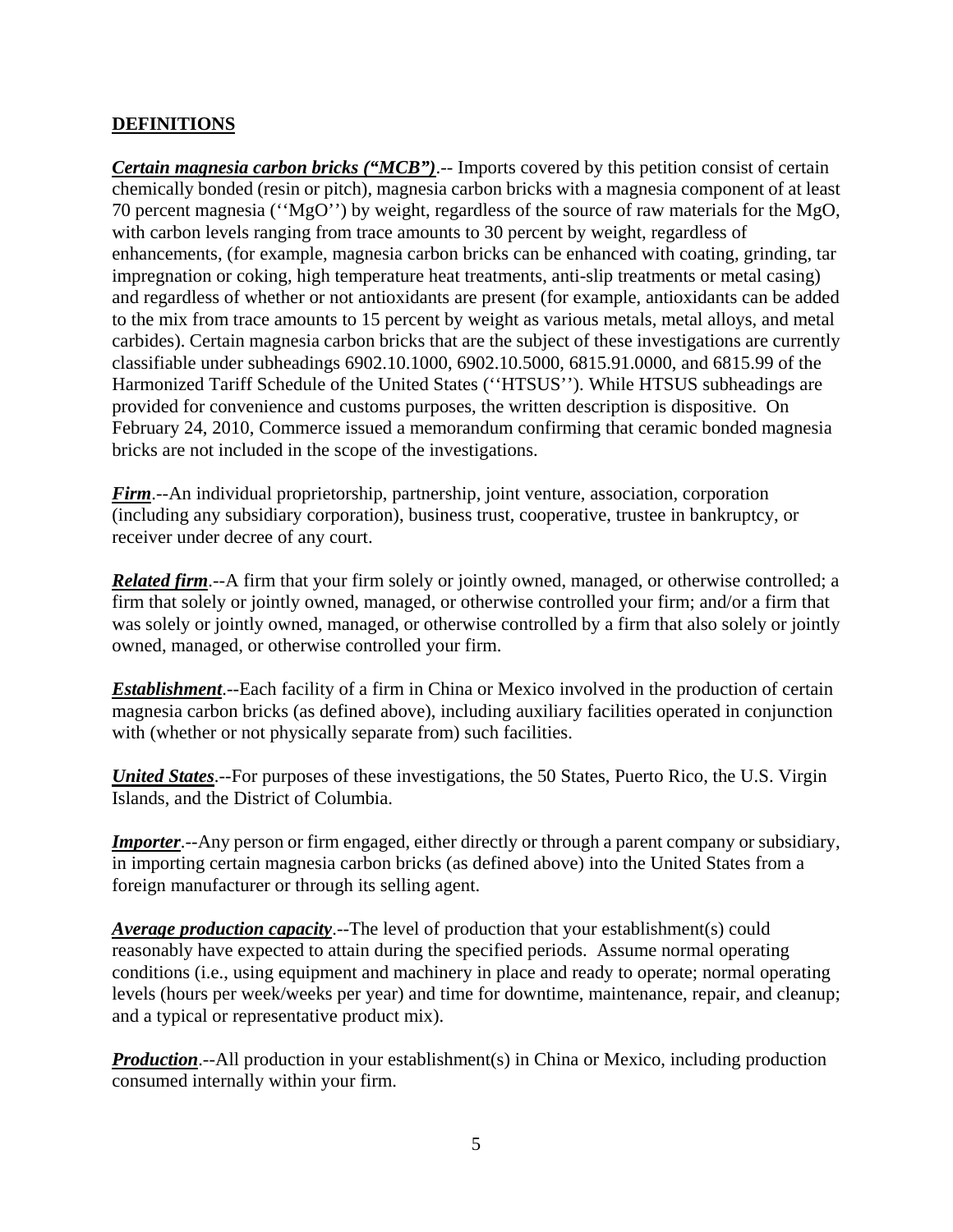## DEFINITIONS

***Certain magnesia carbon bricks ("MCB")***.-- Imports covered by this petition consist of certain chemically bonded (resin or pitch), magnesia carbon bricks with a magnesia component of at least 70 percent magnesia (''MgO'') by weight, regardless of the source of raw materials for the MgO, with carbon levels ranging from trace amounts to 30 percent by weight, regardless of enhancements, (for example, magnesia carbon bricks can be enhanced with coating, grinding, tar impregnation or coking, high temperature heat treatments, anti-slip treatments or metal casing) and regardless of whether or not antioxidants are present (for example, antioxidants can be added to the mix from trace amounts to 15 percent by weight as various metals, metal alloys, and metal carbides). Certain magnesia carbon bricks that are the subject of these investigations are currently classifiable under subheadings 6902.10.1000, 6902.10.5000, 6815.91.0000, and 6815.99 of the Harmonized Tariff Schedule of the United States (''HTSUS''). While HTSUS subheadings are provided for convenience and customs purposes, the written description is dispositive. On February 24, 2010, Commerce issued a memorandum confirming that ceramic bonded magnesia bricks are not included in the scope of the investigations.

***Firm***.--An individual proprietorship, partnership, joint venture, association, corporation (including any subsidiary corporation), business trust, cooperative, trustee in bankruptcy, or receiver under decree of any court.

***Related firm***.--A firm that your firm solely or jointly owned, managed, or otherwise controlled; a firm that solely or jointly owned, managed, or otherwise controlled your firm; and/or a firm that was solely or jointly owned, managed, or otherwise controlled by a firm that also solely or jointly owned, managed, or otherwise controlled your firm.

***Establishment***.--Each facility of a firm in China or Mexico involved in the production of certain magnesia carbon bricks (as defined above), including auxiliary facilities operated in conjunction with (whether or not physically separate from) such facilities.

***United States***.--For purposes of these investigations, the 50 States, Puerto Rico, the U.S. Virgin Islands, and the District of Columbia.

***Importer***.--Any person or firm engaged, either directly or through a parent company or subsidiary, in importing certain magnesia carbon bricks (as defined above) into the United States from a foreign manufacturer or through its selling agent.

***Average production capacity***.--The level of production that your establishment(s) could reasonably have expected to attain during the specified periods. Assume normal operating conditions (i.e., using equipment and machinery in place and ready to operate; normal operating levels (hours per week/weeks per year) and time for downtime, maintenance, repair, and cleanup; and a typical or representative product mix).

***Production***.--All production in your establishment(s) in China or Mexico, including production consumed internally within your firm.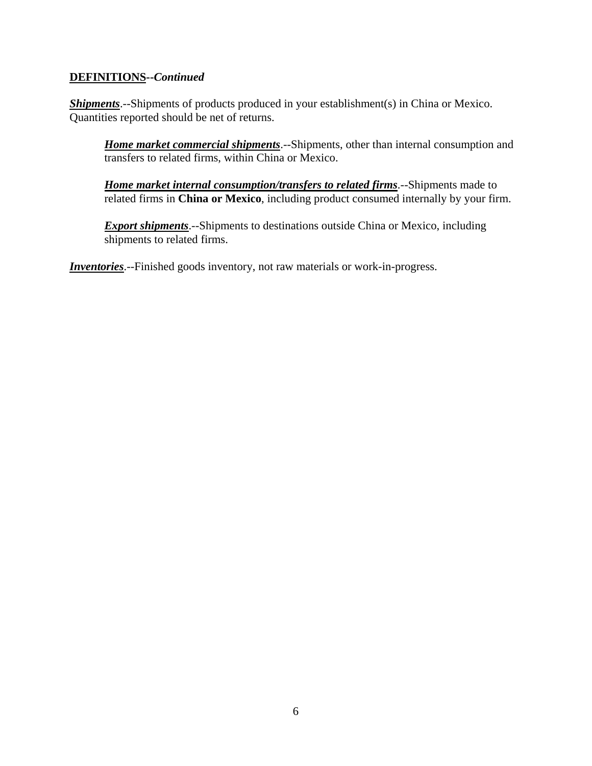**DEFINITIONS--*Continued***

***Shipments***.--Shipments of products produced in your establishment(s) in China or Mexico. Quantities reported should be net of returns.

> ***Home market commercial shipments***.--Shipments, other than internal consumption and transfers to related firms, within China or Mexico.
>
> ***Home market internal consumption/transfers to related firms***.--Shipments made to related firms in **China or Mexico**, including product consumed internally by your firm.
>
> ***Export shipments***.--Shipments to destinations outside China or Mexico, including shipments to related firms.

***Inventories***.--Finished goods inventory, not raw materials or work-in-progress.